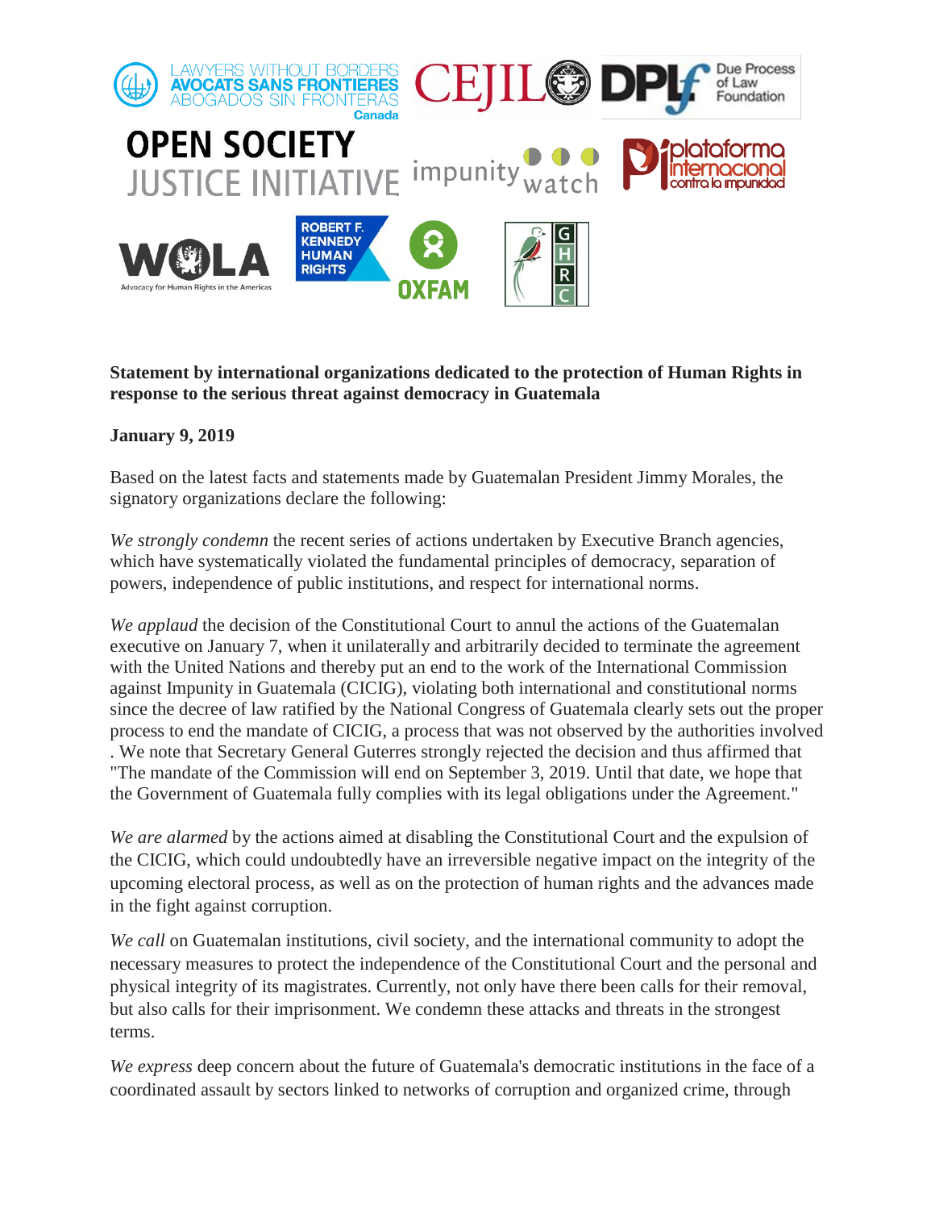**Statement by international organizations dedicated to the protection of Human Rights in response to the serious threat against democracy in Guatemala**

**January 9, 2019**

Based on the latest facts and statements made by Guatemalan President Jimmy Morales, the signatory organizations declare the following:

*We strongly condemn* the recent series of actions undertaken by Executive Branch agencies, which have systematically violated the fundamental principles of democracy, separation of powers, independence of public institutions, and respect for international norms.

*We applaud* the decision of the Constitutional Court to annul the actions of the Guatemalan executive on January 7, when it unilaterally and arbitrarily decided to terminate the agreement with the United Nations and thereby put an end to the work of the International Commission against Impunity in Guatemala (CICIG), violating both international and constitutional norms since the decree of law ratified by the National Congress of Guatemala clearly sets out the proper process to end the mandate of CICIG, a process that was not observed by the authorities involved . We note that Secretary General Guterres strongly rejected the decision and thus affirmed that "The mandate of the Commission will end on September 3, 2019. Until that date, we hope that the Government of Guatemala fully complies with its legal obligations under the Agreement."

*We are alarmed* by the actions aimed at disabling the Constitutional Court and the expulsion of the CICIG, which could undoubtedly have an irreversible negative impact on the integrity of the upcoming electoral process, as well as on the protection of human rights and the advances made in the fight against corruption.

*We call* on Guatemalan institutions, civil society, and the international community to adopt the necessary measures to protect the independence of the Constitutional Court and the personal and physical integrity of its magistrates. Currently, not only have there been calls for their removal, but also calls for their imprisonment. We condemn these attacks and threats in the strongest terms.

*We express* deep concern about the future of Guatemala's democratic institutions in the face of a coordinated assault by sectors linked to networks of corruption and organized crime, through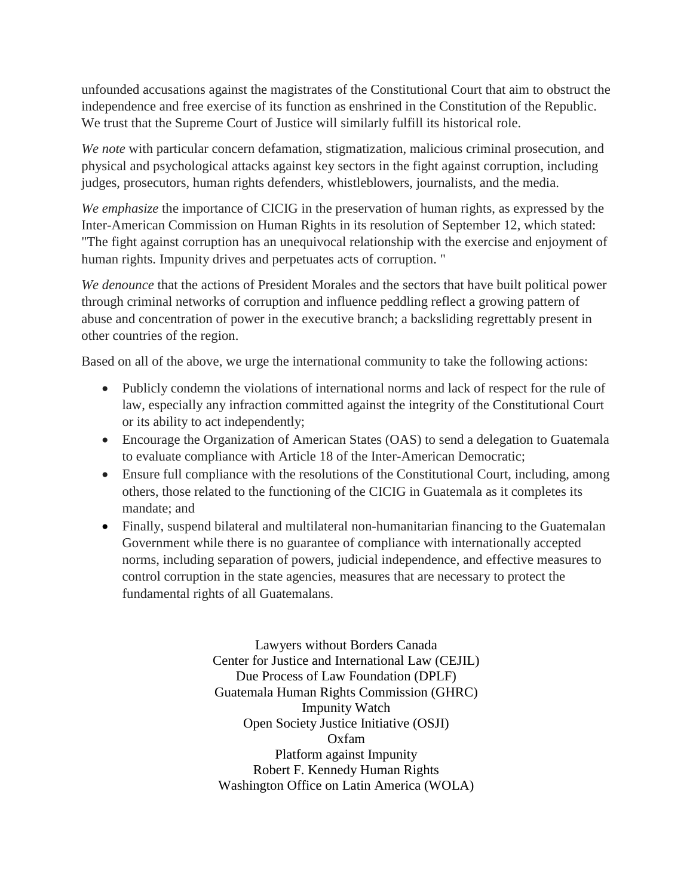unfounded accusations against the magistrates of the Constitutional Court that aim to obstruct the independence and free exercise of its function as enshrined in the Constitution of the Republic. We trust that the Supreme Court of Justice will similarly fulfill its historical role.

*We note* with particular concern defamation, stigmatization, malicious criminal prosecution, and physical and psychological attacks against key sectors in the fight against corruption, including judges, prosecutors, human rights defenders, whistleblowers, journalists, and the media.

*We emphasize* the importance of CICIG in the preservation of human rights, as expressed by the Inter-American Commission on Human Rights in its resolution of September 12, which stated: "The fight against corruption has an unequivocal relationship with the exercise and enjoyment of human rights. Impunity drives and perpetuates acts of corruption. "

*We denounce* that the actions of President Morales and the sectors that have built political power through criminal networks of corruption and influence peddling reflect a growing pattern of abuse and concentration of power in the executive branch; a backsliding regrettably present in other countries of the region.

Based on all of the above, we urge the international community to take the following actions:

- Publicly condemn the violations of international norms and lack of respect for the rule of law, especially any infraction committed against the integrity of the Constitutional Court or its ability to act independently;
- Encourage the Organization of American States (OAS) to send a delegation to Guatemala to evaluate compliance with Article 18 of the Inter-American Democratic;
- Ensure full compliance with the resolutions of the Constitutional Court, including, among others, those related to the functioning of the CICIG in Guatemala as it completes its mandate; and
- Finally, suspend bilateral and multilateral non-humanitarian financing to the Guatemalan Government while there is no guarantee of compliance with internationally accepted norms, including separation of powers, judicial independence, and effective measures to control corruption in the state agencies, measures that are necessary to protect the fundamental rights of all Guatemalans.

Lawyers without Borders Canada
Center for Justice and International Law (CEJIL)
Due Process of Law Foundation (DPLF)
Guatemala Human Rights Commission (GHRC)
Impunity Watch
Open Society Justice Initiative (OSJI)
Oxfam
Platform against Impunity
Robert F. Kennedy Human Rights
Washington Office on Latin America (WOLA)